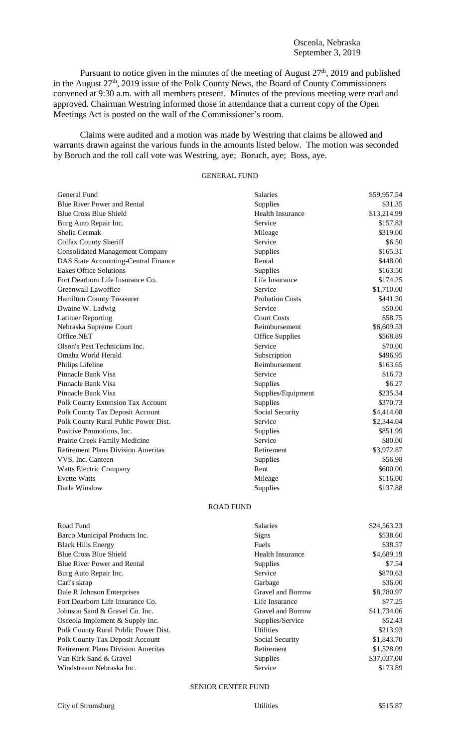Osceola, Nebraska
September 3, 2019

Pursuant to notice given in the minutes of the meeting of August 27th, 2019 and published in the August 27th, 2019 issue of the Polk County News, the Board of County Commissioners convened at 9:30 a.m. with all members present. Minutes of the previous meeting were read and approved. Chairman Westring informed those in attendance that a current copy of the Open Meetings Act is posted on the wall of the Commissioner's room.

Claims were audited and a motion was made by Westring that claims be allowed and warrants drawn against the various funds in the amounts listed below. The motion was seconded by Boruch and the roll call vote was Westring, aye; Boruch, aye; Boss, aye.

GENERAL FUND

| | | |
|---|---|---|
| General Fund | Salaries | \$59,957.54 |
| Blue River Power and Rental | Supplies | \$31.35 |
| Blue Cross Blue Shield | Health Insurance | \$13,214.99 |
| Burg Auto Repair Inc. | Service | \$157.83 |
| Shelia Cermak | Mileage | \$319.00 |
| Colfax County Sheriff | Service | \$6.50 |
| Consolidated Management Company | Supplies | \$165.31 |
| DAS State Accounting-Central Finance | Rental | \$448.00 |
| Eakes Office Solutions | Supplies | \$163.50 |
| Fort Dearborn Life Insurance Co. | Life Insurance | \$174.25 |
| Greenwall Lawoffice | Service | \$1,710.00 |
| Hamilton County Treasurer | Probation Costs | \$441.30 |
| Dwaine W. Ladwig | Service | \$50.00 |
| Latimer Reporting | Court Costs | \$58.75 |
| Nebraska Supreme Court | Reimbursement | \$6,609.53 |
| Office.NET | Office Supplies | \$568.89 |
| Olson's Pest Technicians Inc. | Service | \$70.00 |
| Omaha World Herald | Subscription | \$496.95 |
| Philips Lifeline | Reimbursement | \$163.65 |
| Pinnacle Bank Visa | Service | \$16.73 |
| Pinnacle Bank Visa | Supplies | \$6.27 |
| Pinnacle Bank Visa | Supplies/Equipment | \$235.34 |
| Polk County Extension Tax Account | Supplies | \$370.73 |
| Polk County Tax Deposit Account | Social Security | \$4,414.08 |
| Polk County Rural Public Power Dist. | Service | \$2,344.04 |
| Positive Promotions, Inc. | Supplies | \$851.99 |
| Prairie Creek Family Medicine | Service | \$80.00 |
| Retirement Plans Division Ameritas | Retirement | \$3,972.87 |
| VVS, Inc. Canteen | Supplies | \$56.98 |
| Watts Electric Company | Rent | \$600.00 |
| Evette Watts | Mileage | \$116.00 |
| Darla Winslow | Supplies | \$137.88 |

ROAD FUND

| | | |
|---|---|---|
| Road Fund | Salaries | \$24,563.23 |
| Barco Municipal Products Inc. | Signs | \$538.60 |
| Black Hills Energy | Fuels | \$38.57 |
| Blue Cross Blue Shield | Health Insurance | \$4,689.19 |
| Blue River Power and Rental | Supplies | \$7.54 |
| Burg Auto Repair Inc. | Service | \$870.63 |
| Carl's skrap | Garbage | \$36.00 |
| Dale R Johnson Enterprises | Gravel and Borrow | \$8,780.97 |
| Fort Dearborn Life Insurance Co. | Life Insurance | \$77.25 |
| Johnson Sand & Gravel Co. Inc. | Gravel and Borrow | \$11,734.06 |
| Osceola Implement & Supply Inc. | Supplies/Service | \$52.43 |
| Polk County Rural Public Power Dist. | Utilities | \$213.93 |
| Polk County Tax Deposit Account | Social Security | \$1,843.70 |
| Retirement Plans Division Ameritas | Retirement | \$1,528.09 |
| Van Kirk Sand & Gravel | Supplies | \$37,037.00 |
| Windstream Nebraska Inc. | Service | \$173.89 |

SENIOR CENTER FUND

| | | |
|---|---|---|
| City of Stromsburg | Utilities | \$515.87 |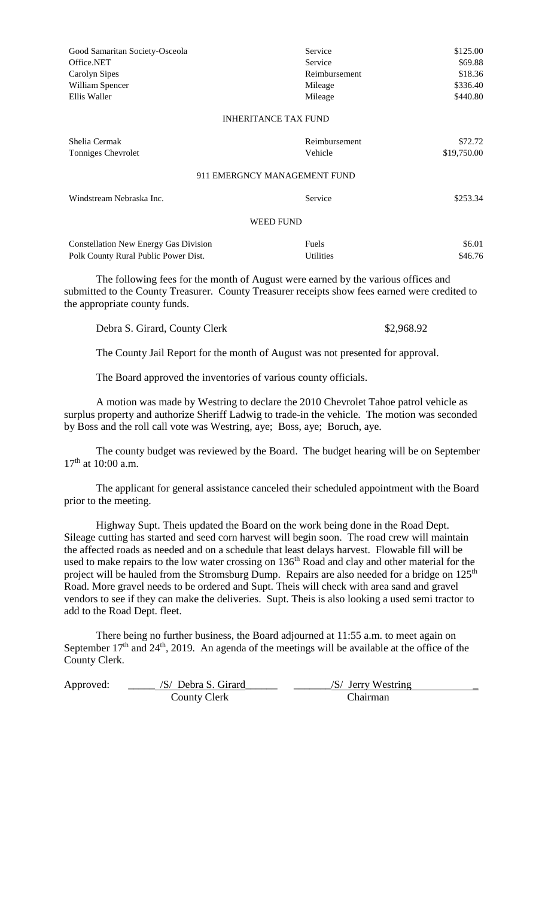| | | |
|---|---|---|
| Good Samaritan Society-Osceola | Service | \$125.00 |
| Office.NET | Service | \$69.88 |
| Carolyn Sipes | Reimbursement | \$18.36 |
| William Spencer | Mileage | \$336.40 |
| Ellis Waller | Mileage | \$440.80 |

INHERITANCE TAX FUND

| | | |
|---|---|---|
| Shelia Cermak | Reimbursement | \$72.72 |
| Tonniges Chevrolet | Vehicle | \$19,750.00 |

911 EMERGNCY MANAGEMENT FUND

| | | |
|---|---|---|
| Windstream Nebraska Inc. | Service | \$253.34 |

WEED FUND

| | | |
|---|---|---|
| Constellation New Energy Gas Division | Fuels | \$6.01 |
| Polk County Rural Public Power Dist. | Utilities | \$46.76 |

The following fees for the month of August were earned by the various offices and submitted to the County Treasurer. County Treasurer receipts show fees earned were credited to the appropriate county funds.

Debra S. Girard, County Clerk \$2,968.92

The County Jail Report for the month of August was not presented for approval.

The Board approved the inventories of various county officials.

A motion was made by Westring to declare the 2010 Chevrolet Tahoe patrol vehicle as surplus property and authorize Sheriff Ladwig to trade-in the vehicle. The motion was seconded by Boss and the roll call vote was Westring, aye; Boss, aye; Boruch, aye.

The county budget was reviewed by the Board. The budget hearing will be on September 17th at 10:00 a.m.

The applicant for general assistance canceled their scheduled appointment with the Board prior to the meeting.

Highway Supt. Theis updated the Board on the work being done in the Road Dept. Sileage cutting has started and seed corn harvest will begin soon. The road crew will maintain the affected roads as needed and on a schedule that least delays harvest. Flowable fill will be used to make repairs to the low water crossing on 136th Road and clay and other material for the project will be hauled from the Stromsburg Dump. Repairs are also needed for a bridge on 125th Road. More gravel needs to be ordered and Supt. Theis will check with area sand and gravel vendors to see if they can make the deliveries. Supt. Theis is also looking a used semi tractor to add to the Road Dept. fleet.

There being no further business, the Board adjourned at 11:55 a.m. to meet again on September 17th and 24th, 2019. An agenda of the meetings will be available at the office of the County Clerk.

Approved: /S/ Debra S. Girard — County Clerk    /S/ Jerry Westring — Chairman